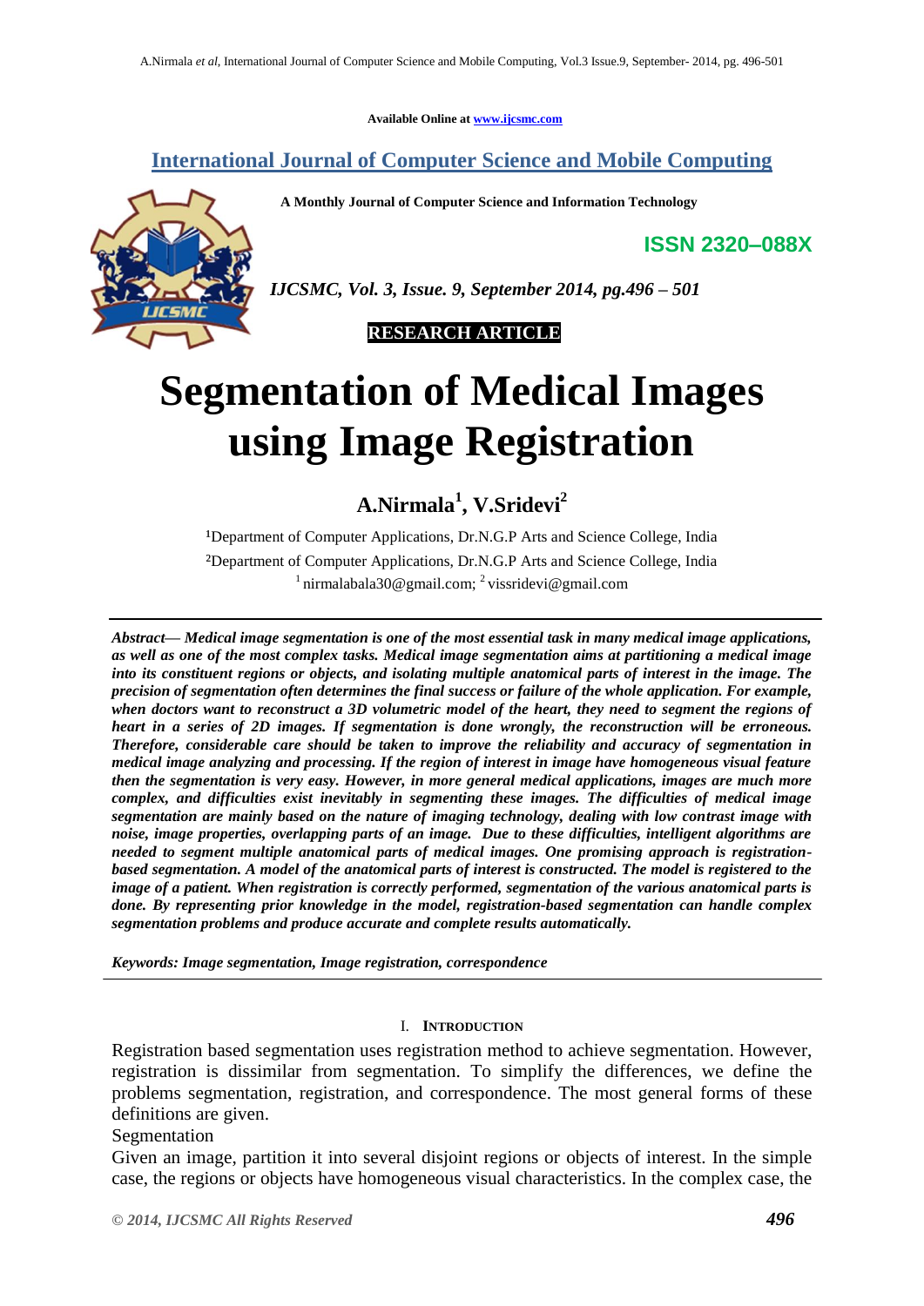Available Online at www.ijcsmc.com

**International Journal of Computer Science and Mobile Computing**

**A Monthly Journal of Computer Science and Information Technology**

**ISSN 2320–088X**

*IJCSMC, Vol. 3, Issue. 9, September 2014, pg.496 – 501*

**RESEARCH ARTICLE**

# Segmentation of Medical Images using Image Registration

**A.Nirmala[1], V.Sridevi[2]**

[1]Department of Computer Applications, Dr.N.G.P Arts and Science College, India

[2]Department of Computer Applications, Dr.N.G.P Arts and Science College, India

[1] nirmalabala30@gmail.com; [2] vissridevi@gmail.com

***Abstract— Medical image segmentation is one of the most essential task in many medical image applications, as well as one of the most complex tasks. Medical image segmentation aims at partitioning a medical image into its constituent regions or objects, and isolating multiple anatomical parts of interest in the image. The precision of segmentation often determines the final success or failure of the whole application. For example, when doctors want to reconstruct a 3D volumetric model of the heart, they need to segment the regions of heart in a series of 2D images. If segmentation is done wrongly, the reconstruction will be erroneous. Therefore, considerable care should be taken to improve the reliability and accuracy of segmentation in medical image analyzing and processing. If the region of interest in image have homogeneous visual feature then the segmentation is very easy. However, in more general medical applications, images are much more complex, and difficulties exist inevitably in segmenting these images. The difficulties of medical image segmentation are mainly based on the nature of imaging technology, dealing with low contrast image with noise, image properties, overlapping parts of an image. Due to these difficulties, intelligent algorithms are needed to segment multiple anatomical parts of medical images. One promising approach is registration-based segmentation. A model of the anatomical parts of interest is constructed. The model is registered to the image of a patient. When registration is correctly performed, segmentation of the various anatomical parts is done. By representing prior knowledge in the model, registration-based segmentation can handle complex segmentation problems and produce accurate and complete results automatically.***

***Keywords: Image segmentation, Image registration, correspondence***

## I. INTRODUCTION

Registration based segmentation uses registration method to achieve segmentation. However, registration is dissimilar from segmentation. To simplify the differences, we define the problems segmentation, registration, and correspondence. The most general forms of these definitions are given.

Segmentation

Given an image, partition it into several disjoint regions or objects of interest. In the simple case, the regions or objects have homogeneous visual characteristics. In the complex case, the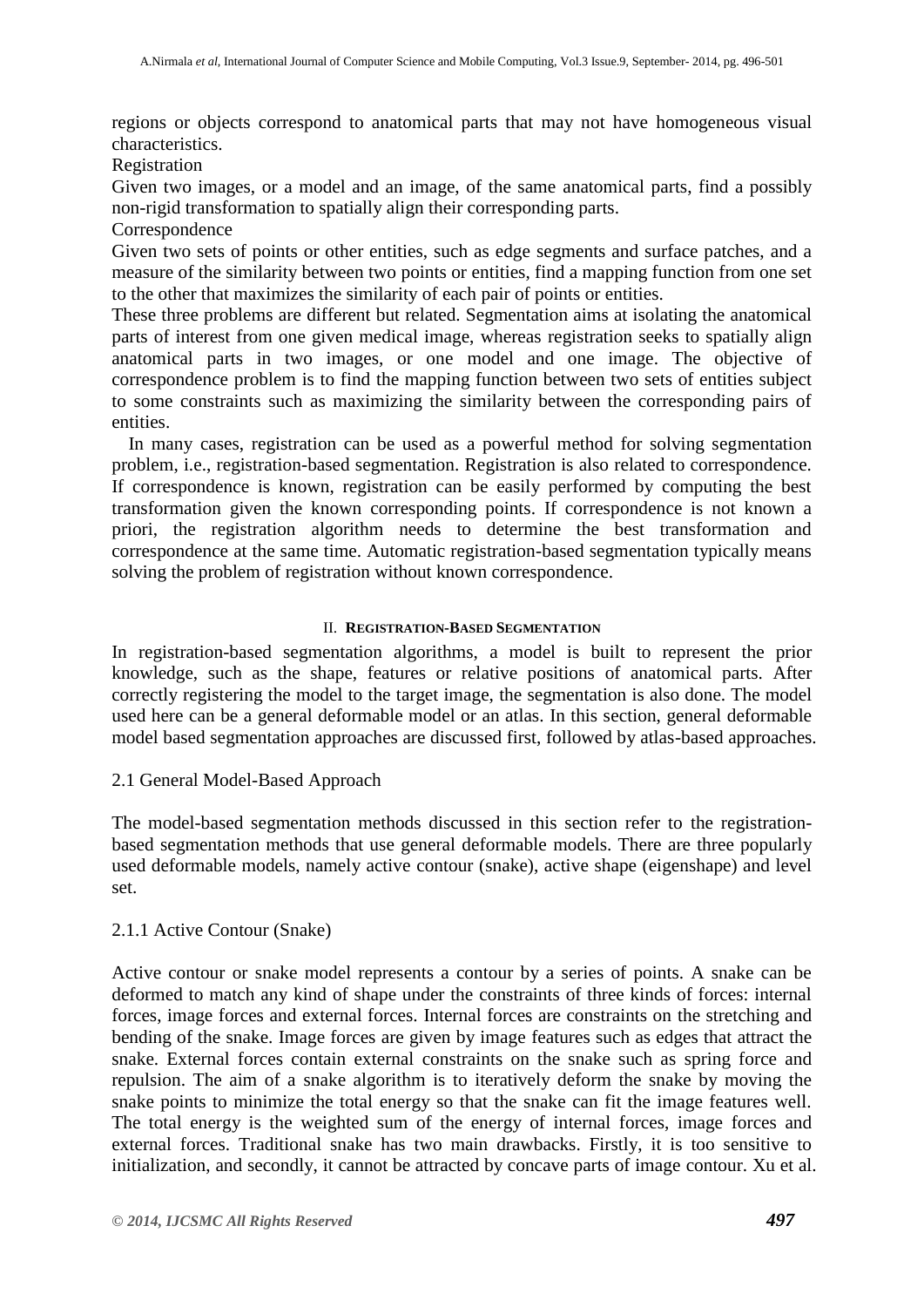regions or objects correspond to anatomical parts that may not have homogeneous visual characteristics.

Registration

Given two images, or a model and an image, of the same anatomical parts, find a possibly non-rigid transformation to spatially align their corresponding parts.

Correspondence

Given two sets of points or other entities, such as edge segments and surface patches, and a measure of the similarity between two points or entities, find a mapping function from one set to the other that maximizes the similarity of each pair of points or entities.

These three problems are different but related. Segmentation aims at isolating the anatomical parts of interest from one given medical image, whereas registration seeks to spatially align anatomical parts in two images, or one model and one image. The objective of correspondence problem is to find the mapping function between two sets of entities subject to some constraints such as maximizing the similarity between the corresponding pairs of entities.

In many cases, registration can be used as a powerful method for solving segmentation problem, i.e., registration-based segmentation. Registration is also related to correspondence. If correspondence is known, registration can be easily performed by computing the best transformation given the known corresponding points. If correspondence is not known a priori, the registration algorithm needs to determine the best transformation and correspondence at the same time. Automatic registration-based segmentation typically means solving the problem of registration without known correspondence.

## II. REGISTRATION-BASED SEGMENTATION

In registration-based segmentation algorithms, a model is built to represent the prior knowledge, such as the shape, features or relative positions of anatomical parts. After correctly registering the model to the target image, the segmentation is also done. The model used here can be a general deformable model or an atlas. In this section, general deformable model based segmentation approaches are discussed first, followed by atlas-based approaches.

### 2.1 General Model-Based Approach

The model-based segmentation methods discussed in this section refer to the registration-based segmentation methods that use general deformable models. There are three popularly used deformable models, namely active contour (snake), active shape (eigenshape) and level set.

#### 2.1.1 Active Contour (Snake)

Active contour or snake model represents a contour by a series of points. A snake can be deformed to match any kind of shape under the constraints of three kinds of forces: internal forces, image forces and external forces. Internal forces are constraints on the stretching and bending of the snake. Image forces are given by image features such as edges that attract the snake. External forces contain external constraints on the snake such as spring force and repulsion. The aim of a snake algorithm is to iteratively deform the snake by moving the snake points to minimize the total energy so that the snake can fit the image features well. The total energy is the weighted sum of the energy of internal forces, image forces and external forces. Traditional snake has two main drawbacks. Firstly, it is too sensitive to initialization, and secondly, it cannot be attracted by concave parts of image contour. Xu et al.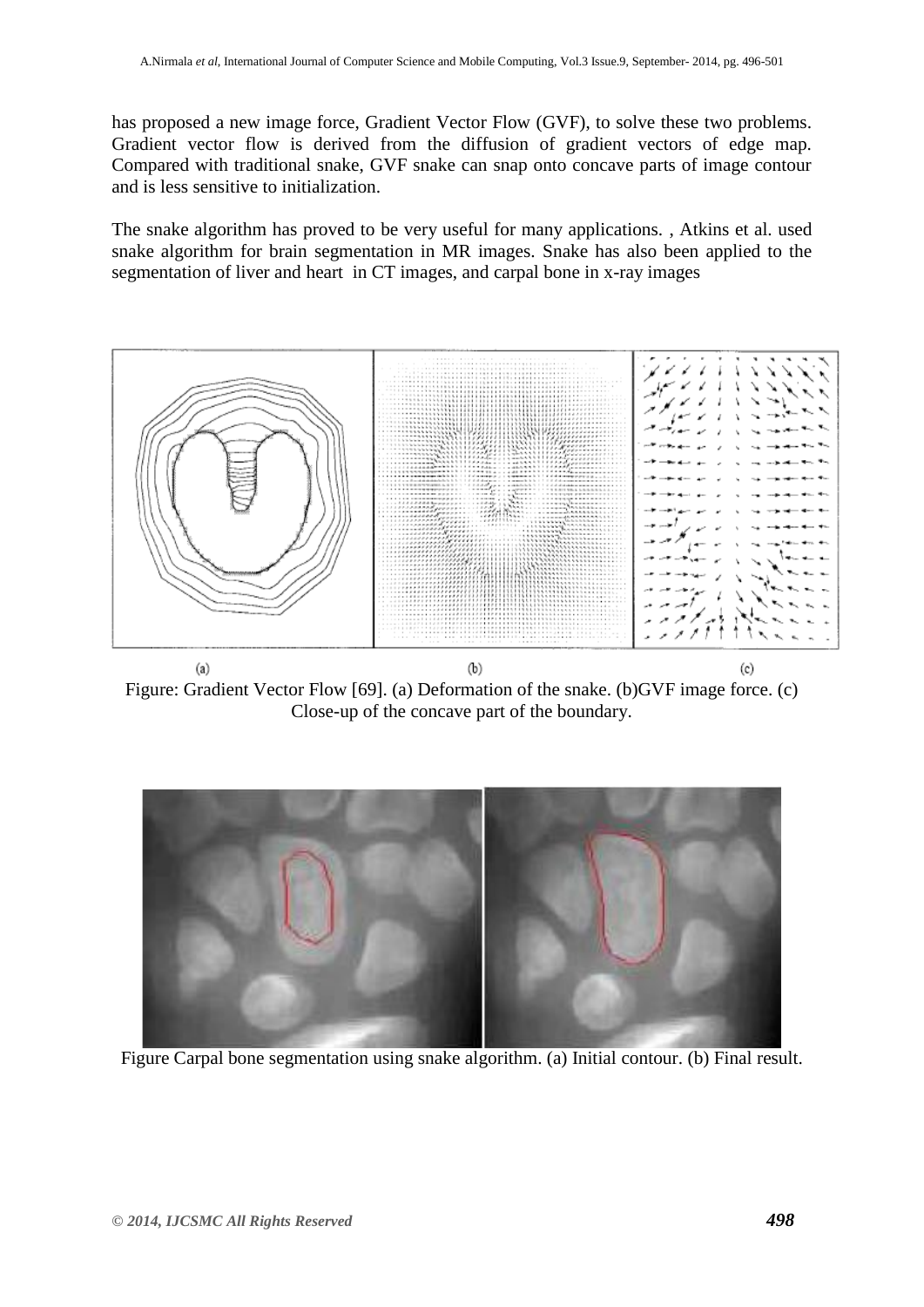has proposed a new image force, Gradient Vector Flow (GVF), to solve these two problems. Gradient vector flow is derived from the diffusion of gradient vectors of edge map. Compared with traditional snake, GVF snake can snap onto concave parts of image contour and is less sensitive to initialization.

The snake algorithm has proved to be very useful for many applications. , Atkins et al. used snake algorithm for brain segmentation in MR images. Snake has also been applied to the segmentation of liver and heart in CT images, and carpal bone in x-ray images

(a) (b) (c)

Figure: Gradient Vector Flow [69]. (a) Deformation of the snake. (b)GVF image force. (c) Close-up of the concave part of the boundary.

Figure Carpal bone segmentation using snake algorithm. (a) Initial contour. (b) Final result.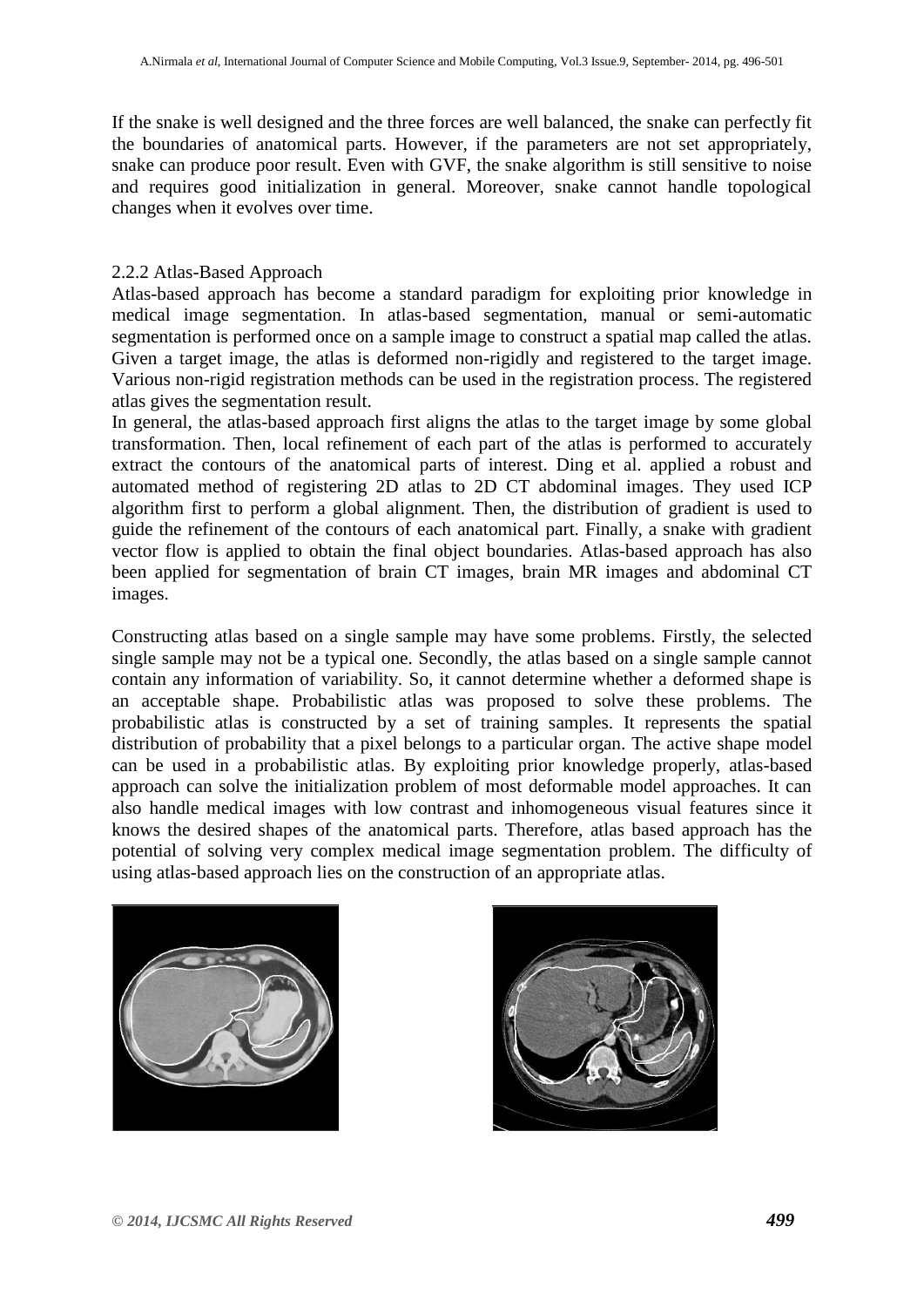If the snake is well designed and the three forces are well balanced, the snake can perfectly fit the boundaries of anatomical parts. However, if the parameters are not set appropriately, snake can produce poor result. Even with GVF, the snake algorithm is still sensitive to noise and requires good initialization in general. Moreover, snake cannot handle topological changes when it evolves over time.

### 2.2.2 Atlas-Based Approach

Atlas-based approach has become a standard paradigm for exploiting prior knowledge in medical image segmentation. In atlas-based segmentation, manual or semi-automatic segmentation is performed once on a sample image to construct a spatial map called the atlas. Given a target image, the atlas is deformed non-rigidly and registered to the target image. Various non-rigid registration methods can be used in the registration process. The registered atlas gives the segmentation result.

In general, the atlas-based approach first aligns the atlas to the target image by some global transformation. Then, local refinement of each part of the atlas is performed to accurately extract the contours of the anatomical parts of interest. Ding et al. applied a robust and automated method of registering 2D atlas to 2D CT abdominal images. They used ICP algorithm first to perform a global alignment. Then, the distribution of gradient is used to guide the refinement of the contours of each anatomical part. Finally, a snake with gradient vector flow is applied to obtain the final object boundaries. Atlas-based approach has also been applied for segmentation of brain CT images, brain MR images and abdominal CT images.

Constructing atlas based on a single sample may have some problems. Firstly, the selected single sample may not be a typical one. Secondly, the atlas based on a single sample cannot contain any information of variability. So, it cannot determine whether a deformed shape is an acceptable shape. Probabilistic atlas was proposed to solve these problems. The probabilistic atlas is constructed by a set of training samples. It represents the spatial distribution of probability that a pixel belongs to a particular organ. The active shape model can be used in a probabilistic atlas. By exploiting prior knowledge properly, atlas-based approach can solve the initialization problem of most deformable model approaches. It can also handle medical images with low contrast and inhomogeneous visual features since it knows the desired shapes of the anatomical parts. Therefore, atlas based approach has the potential of solving very complex medical image segmentation problem. The difficulty of using atlas-based approach lies on the construction of an appropriate atlas.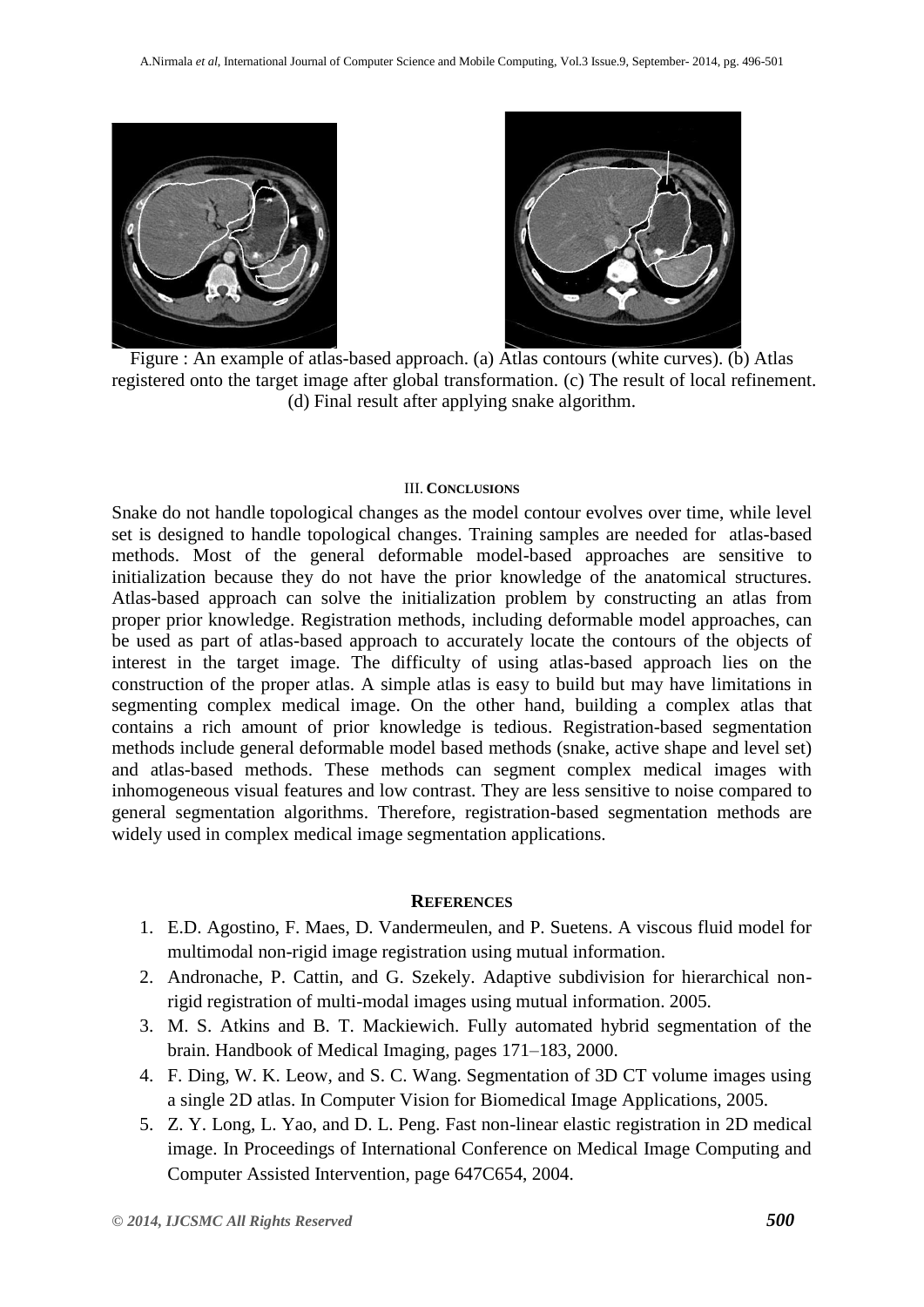Figure : An example of atlas-based approach. (a) Atlas contours (white curves). (b) Atlas registered onto the target image after global transformation. (c) The result of local refinement. (d) Final result after applying snake algorithm.

## III. CONCLUSIONS

Snake do not handle topological changes as the model contour evolves over time, while level set is designed to handle topological changes. Training samples are needed for atlas-based methods. Most of the general deformable model-based approaches are sensitive to initialization because they do not have the prior knowledge of the anatomical structures. Atlas-based approach can solve the initialization problem by constructing an atlas from proper prior knowledge. Registration methods, including deformable model approaches, can be used as part of atlas-based approach to accurately locate the contours of the objects of interest in the target image. The difficulty of using atlas-based approach lies on the construction of the proper atlas. A simple atlas is easy to build but may have limitations in segmenting complex medical image. On the other hand, building a complex atlas that contains a rich amount of prior knowledge is tedious. Registration-based segmentation methods include general deformable model based methods (snake, active shape and level set) and atlas-based methods. These methods can segment complex medical images with inhomogeneous visual features and low contrast. They are less sensitive to noise compared to general segmentation algorithms. Therefore, registration-based segmentation methods are widely used in complex medical image segmentation applications.

## REFERENCES

1. E.D. Agostino, F. Maes, D. Vandermeulen, and P. Suetens. A viscous fluid model for multimodal non-rigid image registration using mutual information.
2. Andronache, P. Cattin, and G. Szekely. Adaptive subdivision for hierarchical non-rigid registration of multi-modal images using mutual information. 2005.
3. M. S. Atkins and B. T. Mackiewich. Fully automated hybrid segmentation of the brain. Handbook of Medical Imaging, pages 171–183, 2000.
4. F. Ding, W. K. Leow, and S. C. Wang. Segmentation of 3D CT volume images using a single 2D atlas. In Computer Vision for Biomedical Image Applications, 2005.
5. Z. Y. Long, L. Yao, and D. L. Peng. Fast non-linear elastic registration in 2D medical image. In Proceedings of International Conference on Medical Image Computing and Computer Assisted Intervention, page 647C654, 2004.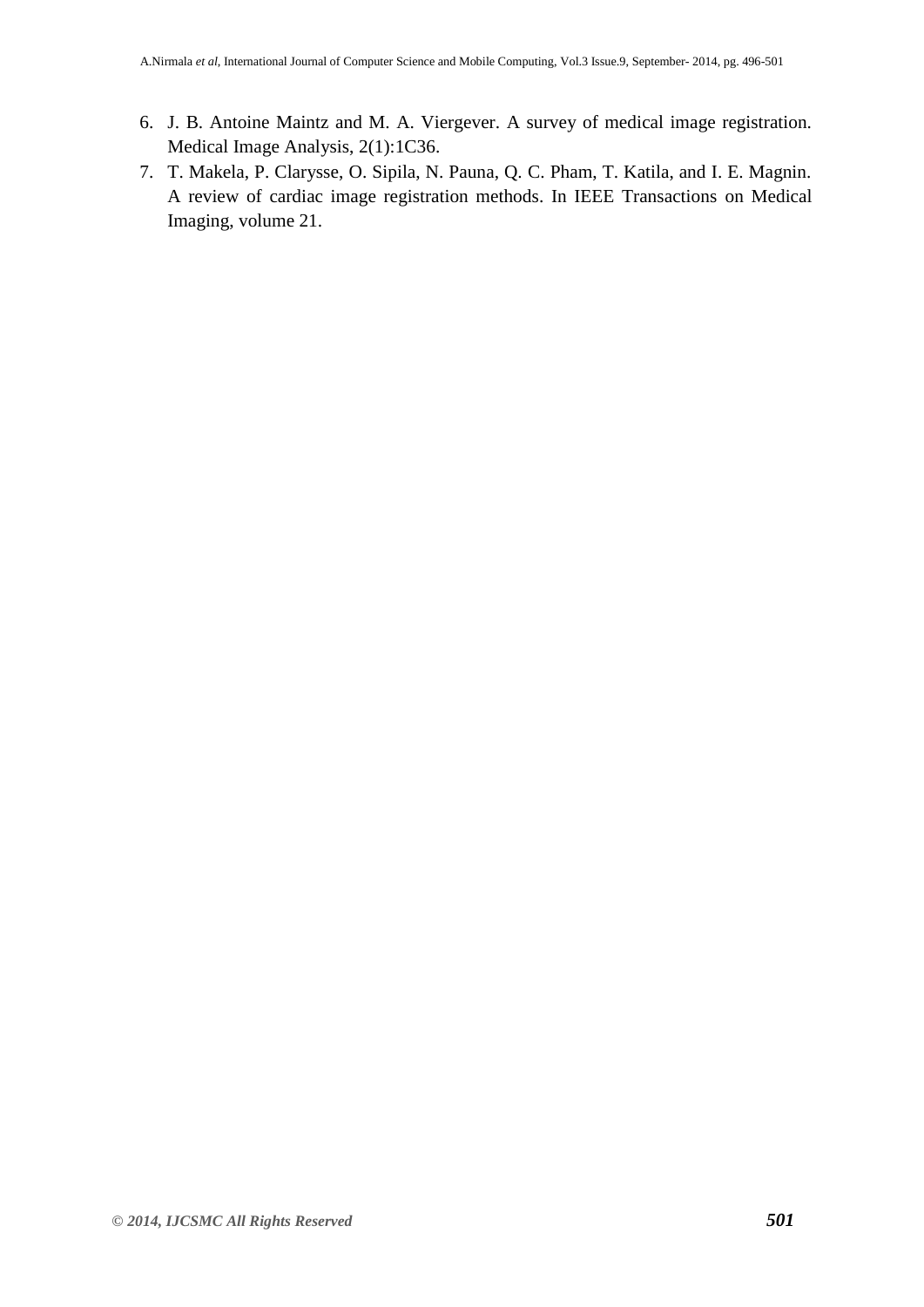6. J. B. Antoine Maintz and M. A. Viergever. A survey of medical image registration. Medical Image Analysis, 2(1):1C36.
7. T. Makela, P. Clarysse, O. Sipila, N. Pauna, Q. C. Pham, T. Katila, and I. E. Magnin. A review of cardiac image registration methods. In IEEE Transactions on Medical Imaging, volume 21.